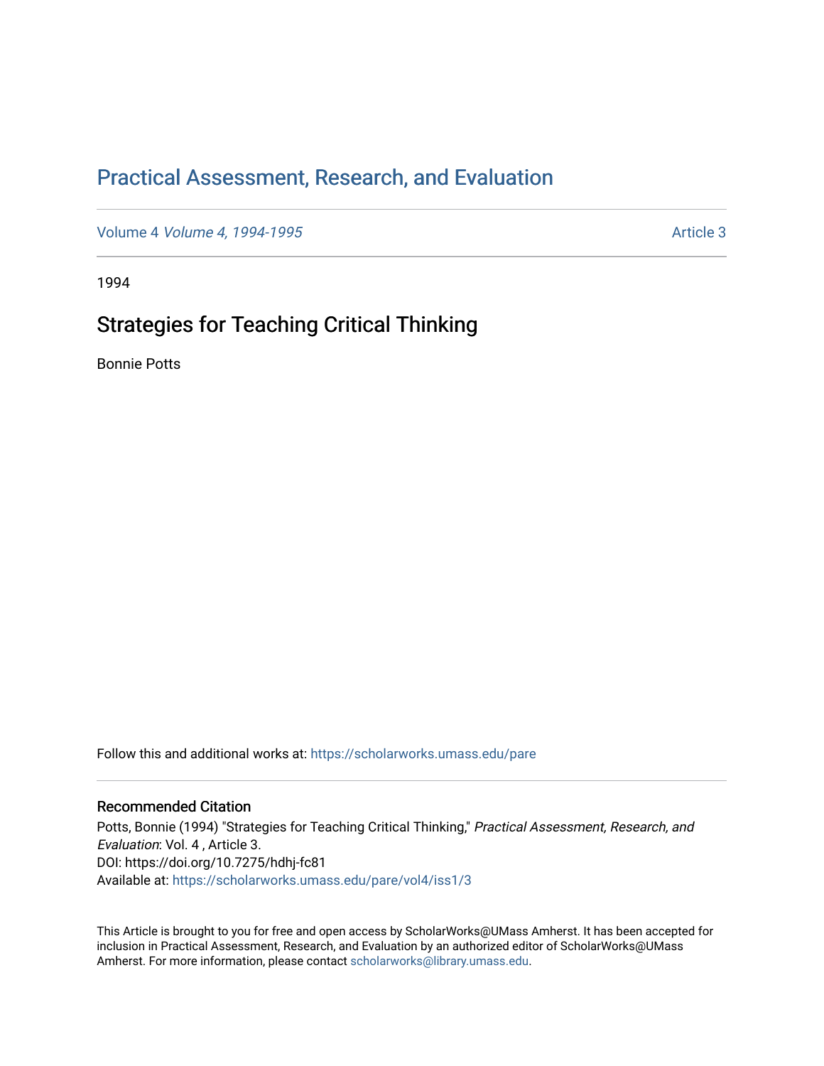# Practical Assessment, Research, and Evaluation

Volume 4 *Volume 4, 1994-1995* Article 3

1994

## Strategies for Teaching Critical Thinking

Bonnie Potts

Follow this and additional works at: https://scholarworks.umass.edu/pare

### Recommended Citation

Potts, Bonnie (1994) "Strategies for Teaching Critical Thinking," *Practical Assessment, Research, and Evaluation*: Vol. 4 , Article 3.
DOI: https://doi.org/10.7275/hdhj-fc81
Available at: https://scholarworks.umass.edu/pare/vol4/iss1/3

This Article is brought to you for free and open access by ScholarWorks@UMass Amherst. It has been accepted for inclusion in Practical Assessment, Research, and Evaluation by an authorized editor of ScholarWorks@UMass Amherst. For more information, please contact scholarworks@library.umass.edu.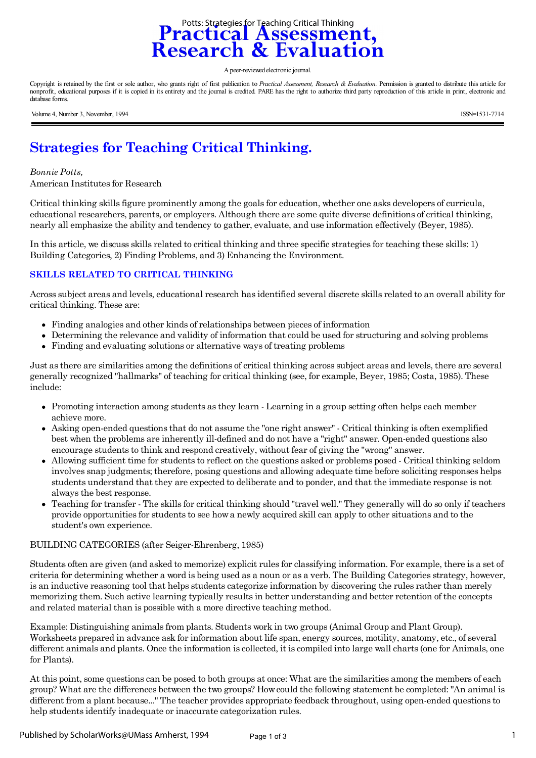# Practical Assessment, Research & Evaluation

A peer-reviewed electronic journal.

Copyright is retained by the first or sole author, who grants right of first publication to *Practical Assessment, Research & Evaluation*. Permission is granted to distribute this article for nonprofit, educational purposes if it is copied in its entirety and the journal is credited. PARE has the right to authorize third party reproduction of this article in print, electronic and database forms.

Volume 4, Number 3, November, 1994 ISSN=1531-7714

## Strategies for Teaching Critical Thinking.

*Bonnie Potts,*
American Institutes for Research

Critical thinking skills figure prominently among the goals for education, whether one asks developers of curricula, educational researchers, parents, or employers. Although there are some quite diverse definitions of critical thinking, nearly all emphasize the ability and tendency to gather, evaluate, and use information effectively (Beyer, 1985).

In this article, we discuss skills related to critical thinking and three specific strategies for teaching these skills: 1) Building Categories, 2) Finding Problems, and 3) Enhancing the Environment.

### SKILLS RELATED TO CRITICAL THINKING

Across subject areas and levels, educational research has identified several discrete skills related to an overall ability for critical thinking. These are:

- Finding analogies and other kinds of relationships between pieces of information
- Determining the relevance and validity of information that could be used for structuring and solving problems
- Finding and evaluating solutions or alternative ways of treating problems

Just as there are similarities among the definitions of critical thinking across subject areas and levels, there are several generally recognized "hallmarks" of teaching for critical thinking (see, for example, Beyer, 1985; Costa, 1985). These include:

- Promoting interaction among students as they learn - Learning in a group setting often helps each member achieve more.
- Asking open-ended questions that do not assume the "one right answer" - Critical thinking is often exemplified best when the problems are inherently ill-defined and do not have a "right" answer. Open-ended questions also encourage students to think and respond creatively, without fear of giving the "wrong" answer.
- Allowing sufficient time for students to reflect on the questions asked or problems posed - Critical thinking seldom involves snap judgments; therefore, posing questions and allowing adequate time before soliciting responses helps students understand that they are expected to deliberate and to ponder, and that the immediate response is not always the best response.
- Teaching for transfer - The skills for critical thinking should "travel well." They generally will do so only if teachers provide opportunities for students to see how a newly acquired skill can apply to other situations and to the student's own experience.

BUILDING CATEGORIES (after Seiger-Ehrenberg, 1985)

Students often are given (and asked to memorize) explicit rules for classifying information. For example, there is a set of criteria for determining whether a word is being used as a noun or as a verb. The Building Categories strategy, however, is an inductive reasoning tool that helps students categorize information by discovering the rules rather than merely memorizing them. Such active learning typically results in better understanding and better retention of the concepts and related material than is possible with a more directive teaching method.

Example: Distinguishing animals from plants. Students work in two groups (Animal Group and Plant Group). Worksheets prepared in advance ask for information about life span, energy sources, motility, anatomy, etc., of several different animals and plants. Once the information is collected, it is compiled into large wall charts (one for Animals, one for Plants).

At this point, some questions can be posed to both groups at once: What are the similarities among the members of each group? What are the differences between the two groups? How could the following statement be completed: "An animal is different from a plant because..." The teacher provides appropriate feedback throughout, using open-ended questions to help students identify inadequate or inaccurate categorization rules.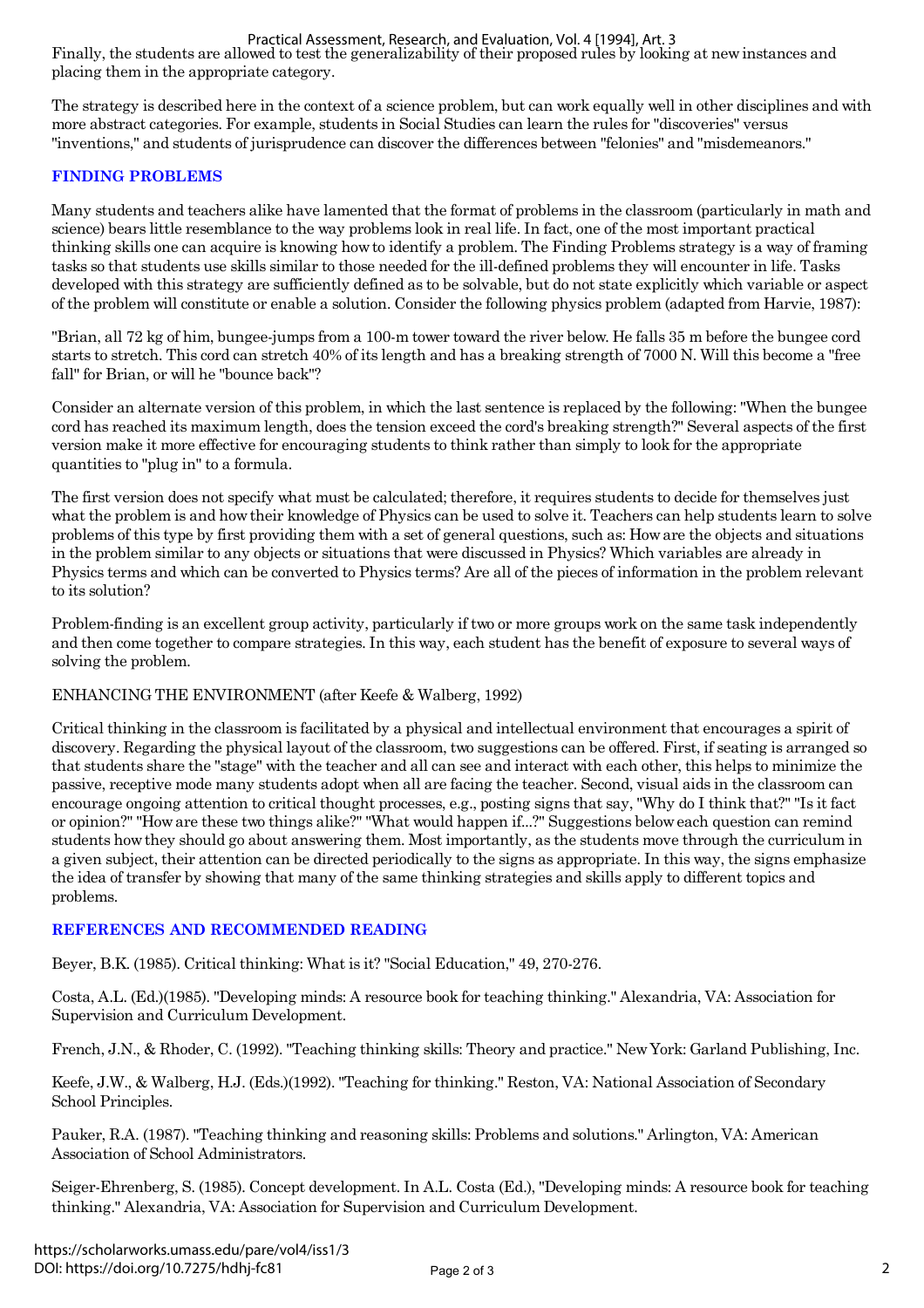Finally, the students are allowed to test the generalizability of their proposed rules by looking at new instances and placing them in the appropriate category.

The strategy is described here in the context of a science problem, but can work equally well in other disciplines and with more abstract categories. For example, students in Social Studies can learn the rules for "discoveries" versus "inventions," and students of jurisprudence can discover the differences between "felonies" and "misdemeanors."

## FINDING PROBLEMS

Many students and teachers alike have lamented that the format of problems in the classroom (particularly in math and science) bears little resemblance to the way problems look in real life. In fact, one of the most important practical thinking skills one can acquire is knowing how to identify a problem. The Finding Problems strategy is a way of framing tasks so that students use skills similar to those needed for the ill-defined problems they will encounter in life. Tasks developed with this strategy are sufficiently defined as to be solvable, but do not state explicitly which variable or aspect of the problem will constitute or enable a solution. Consider the following physics problem (adapted from Harvie, 1987):

"Brian, all 72 kg of him, bungee-jumps from a 100-m tower toward the river below. He falls 35 m before the bungee cord starts to stretch. This cord can stretch 40% of its length and has a breaking strength of 7000 N. Will this become a "free fall" for Brian, or will he "bounce back"?

Consider an alternate version of this problem, in which the last sentence is replaced by the following: "When the bungee cord has reached its maximum length, does the tension exceed the cord's breaking strength?" Several aspects of the first version make it more effective for encouraging students to think rather than simply to look for the appropriate quantities to "plug in" to a formula.

The first version does not specify what must be calculated; therefore, it requires students to decide for themselves just what the problem is and how their knowledge of Physics can be used to solve it. Teachers can help students learn to solve problems of this type by first providing them with a set of general questions, such as: How are the objects and situations in the problem similar to any objects or situations that were discussed in Physics? Which variables are already in Physics terms and which can be converted to Physics terms? Are all of the pieces of information in the problem relevant to its solution?

Problem-finding is an excellent group activity, particularly if two or more groups work on the same task independently and then come together to compare strategies. In this way, each student has the benefit of exposure to several ways of solving the problem.

ENHANCING THE ENVIRONMENT (after Keefe & Walberg, 1992)

Critical thinking in the classroom is facilitated by a physical and intellectual environment that encourages a spirit of discovery. Regarding the physical layout of the classroom, two suggestions can be offered. First, if seating is arranged so that students share the "stage" with the teacher and all can see and interact with each other, this helps to minimize the passive, receptive mode many students adopt when all are facing the teacher. Second, visual aids in the classroom can encourage ongoing attention to critical thought processes, e.g., posting signs that say, "Why do I think that?" "Is it fact or opinion?" "How are these two things alike?" "What would happen if...?" Suggestions below each question can remind students how they should go about answering them. Most importantly, as the students move through the curriculum in a given subject, their attention can be directed periodically to the signs as appropriate. In this way, the signs emphasize the idea of transfer by showing that many of the same thinking strategies and skills apply to different topics and problems.

## REFERENCES AND RECOMMENDED READING

Beyer, B.K. (1985). Critical thinking: What is it? "Social Education," 49, 270-276.

Costa, A.L. (Ed.)(1985). "Developing minds: A resource book for teaching thinking." Alexandria, VA: Association for Supervision and Curriculum Development.

French, J.N., & Rhoder, C. (1992). "Teaching thinking skills: Theory and practice." New York: Garland Publishing, Inc.

Keefe, J.W., & Walberg, H.J. (Eds.)(1992). "Teaching for thinking." Reston, VA: National Association of Secondary School Principles.

Pauker, R.A. (1987). "Teaching thinking and reasoning skills: Problems and solutions." Arlington, VA: American Association of School Administrators.

Seiger-Ehrenberg, S. (1985). Concept development. In A.L. Costa (Ed.), "Developing minds: A resource book for teaching thinking." Alexandria, VA: Association for Supervision and Curriculum Development.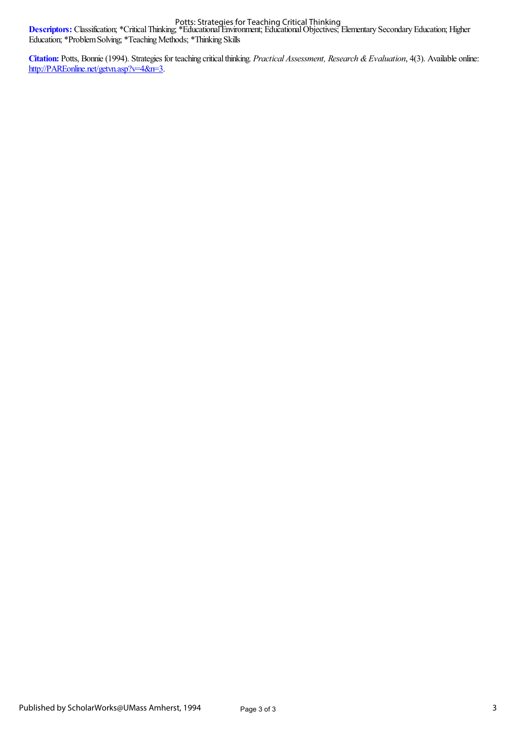**Descriptors:** Classification; *Critical Thinking; *Educational Environment; Educational Objectives; Elementary Secondary Education; Higher Education; *Problem Solving; *Teaching Methods; *Thinking Skills

**Citation:** Potts, Bonnie (1994). Strategies for teaching critical thinking. *Practical Assessment, Research & Evaluation*, 4(3). Available online: http://PAREonline.net/getvn.asp?v=4&n=3.